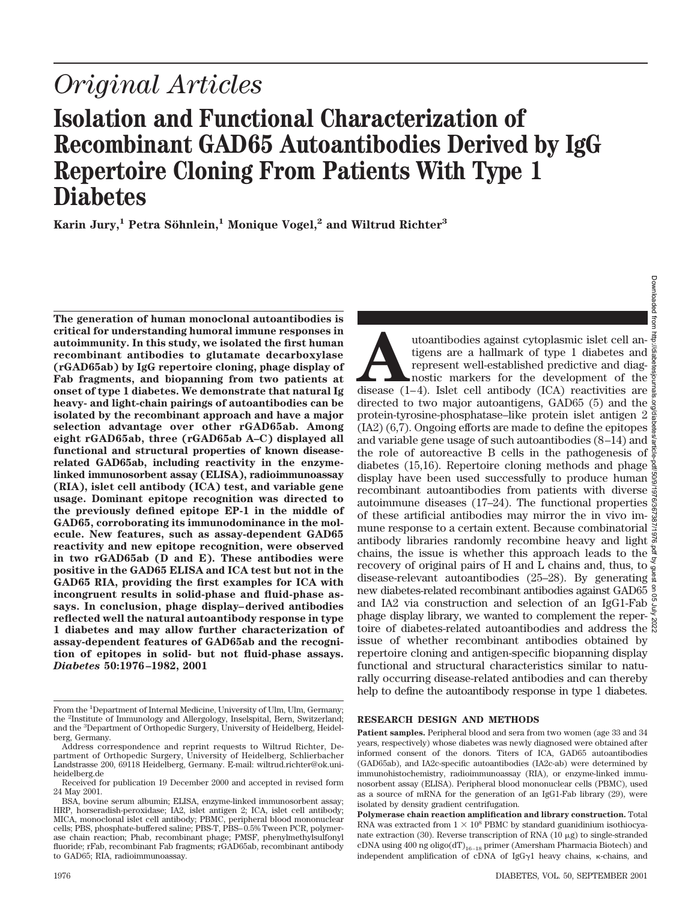# Original Articles

# Isolation and Functional Characterization of Recombinant GAD65 Autoantibodies Derived by IgG Repertoire Cloning From Patients With Type 1 Diabetes

**Karin Jury,[1] Petra Söhnlein,[1] Monique Vogel,[2] and Wiltrud Richter[3]**

**The generation of human monoclonal autoantibodies is critical for understanding humoral immune responses in autoimmunity. In this study, we isolated the first human recombinant antibodies to glutamate decarboxylase (rGAD65ab) by IgG repertoire cloning, phage display of Fab fragments, and biopanning from two patients at onset of type 1 diabetes. We demonstrate that natural Ig heavy- and light-chain pairings of autoantibodies can be isolated by the recombinant approach and have a major selection advantage over other rGAD65ab. Among eight rGAD65ab, three (rGAD65ab A–C) displayed all functional and structural properties of known disease-related GAD65ab, including reactivity in the enzyme-linked immunosorbent assay (ELISA), radioimmunoassay (RIA), islet cell antibody (ICA) test, and variable gene usage. Dominant epitope recognition was directed to the previously defined epitope EP-1 in the middle of GAD65, corroborating its immunodominance in the molecule. New features, such as assay-dependent GAD65 reactivity and new epitope recognition, were observed in two rGAD65ab (D and E). These antibodies were positive in the GAD65 ELISA and ICA test but not in the GAD65 RIA, providing the first examples for ICA with incongruent results in solid-phase and fluid-phase assays. In conclusion, phage display–derived antibodies reflected well the natural autoantibody response in type 1 diabetes and may allow further characterization of assay-dependent features of GAD65ab and the recognition of epitopes in solid- but not fluid-phase assays.** ***Diabetes* 50:1976–1982, 2001**

From the [1]Department of Internal Medicine, University of Ulm, Ulm, Germany; the [2]Institute of Immunology and Allergology, Inselspital, Bern, Switzerland; and the [3]Department of Orthopedic Surgery, University of Heidelberg, Heidelberg, Germany.

Address correspondence and reprint requests to Wiltrud Richter, Department of Orthopedic Surgery, University of Heidelberg, Schlierbacher Landstrasse 200, 69118 Heidelberg, Germany. E-mail: wiltrud.richter@ok.uni-heidelberg.de

Received for publication 19 December 2000 and accepted in revised form 24 May 2001.

BSA, bovine serum albumin; ELISA, enzyme-linked immunosorbent assay; HRP, horseradish-peroxidase; IA2, islet antigen 2; ICA, islet cell antibody; MICA, monoclonal islet cell antibody; PBMC, peripheral blood mononuclear cells; PBS, phosphate-buffered saline; PBS-T, PBS–0.5% Tween PCR, polymerase chain reaction; Phab, recombinant phage; PMSF, phenylmethylsulfonyl fluoride; rFab, recombinant Fab fragments; rGAD65ab, recombinant antibody to GAD65; RIA, radioimmunoassay.

Autoantibodies against cytoplasmic islet cell antigens are a hallmark of type 1 diabetes and represent well-established predictive and diagnostic markers for the development of the disease (1–4). Islet cell antibody (ICA) reactivities are directed to two major autoantigens, GAD65 (5) and the protein-tyrosine-phosphatase–like protein islet antigen 2 (IA2) (6,7). Ongoing efforts are made to define the epitopes and variable gene usage of such autoantibodies (8–14) and the role of autoreactive B cells in the pathogenesis of diabetes (15,16). Repertoire cloning methods and phage display have been used successfully to produce human recombinant autoantibodies from patients with diverse autoimmune diseases (17–24). The functional properties of these artificial antibodies may mirror the in vivo immune response to a certain extent. Because combinatorial antibody libraries randomly recombine heavy and light chains, the issue is whether this approach leads to the recovery of original pairs of H and L chains and, thus, to disease-relevant autoantibodies (25–28). By generating new diabetes-related recombinant antibodies against GAD65 and IA2 via construction and selection of an IgG1-Fab phage display library, we wanted to complement the repertoire of diabetes-related autoantibodies and address the issue of whether recombinant antibodies obtained by repertoire cloning and antigen-specific biopanning display functional and structural characteristics similar to naturally occurring disease-related antibodies and can thereby help to define the autoantibody response in type 1 diabetes.

## RESEARCH DESIGN AND METHODS

**Patient samples.** Peripheral blood and sera from two women (age 33 and 34 years, respectively) whose diabetes was newly diagnosed were obtained after informed consent of the donors. Titers of ICA, GAD65 autoantibodies (GAD65ab), and IA2c-specific autoantibodies (IA2c-ab) were determined by immunohistochemistry, radioimmunoassay (RIA), or enzyme-linked immunosorbent assay (ELISA). Peripheral blood mononuclear cells (PBMC), used as a source of mRNA for the generation of an IgG1-Fab library (29), were isolated by density gradient centrifugation.

**Polymerase chain reaction amplification and library construction.** Total RNA was extracted from $1 \times 10^8$ PBMC by standard guanidinium isothiocyanate extraction (30). Reverse transcription of RNA (10 μg) to single-stranded cDNA using 400 ng oligo(dT)$_{16–18}$ primer (Amersham Pharmacia Biotech) and independent amplification of cDNA of IgGγ1 heavy chains, κ-chains, and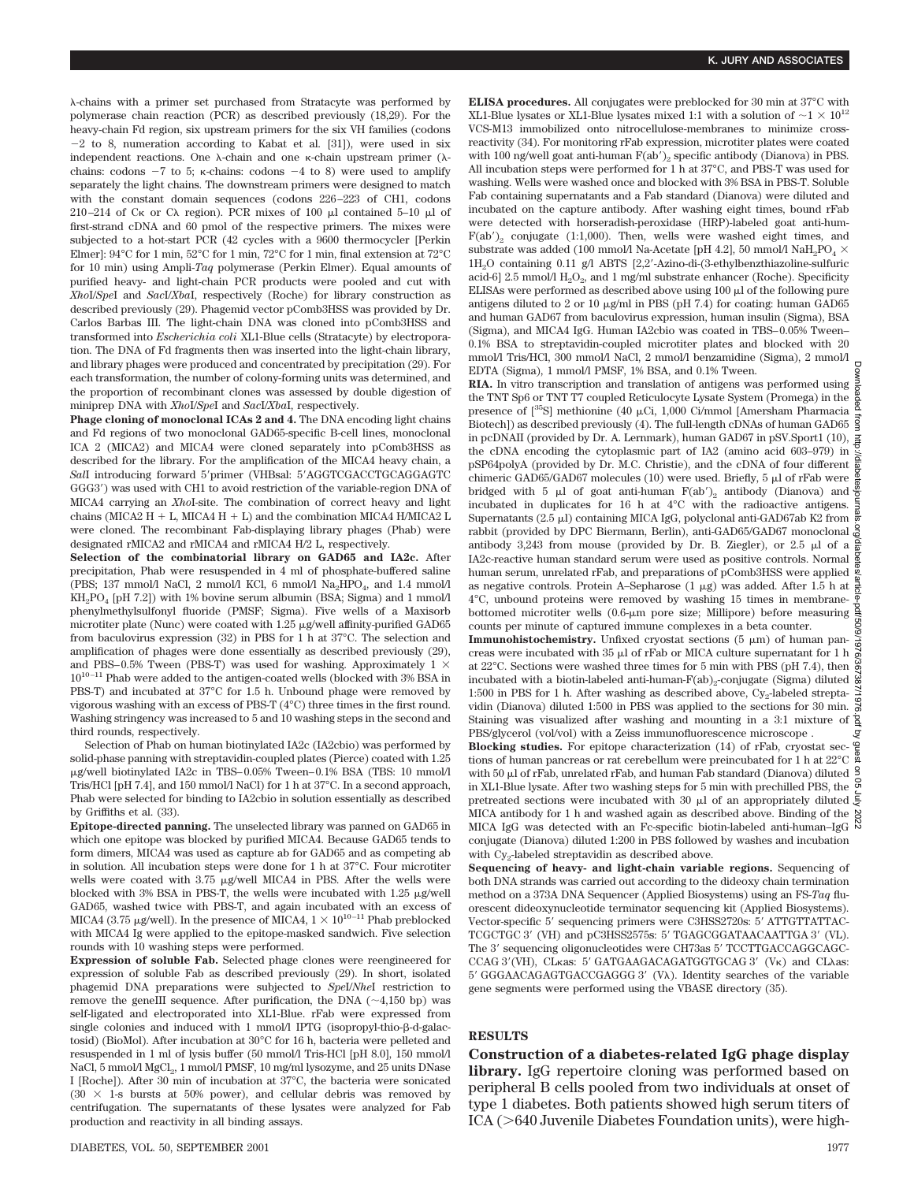λ-chains with a primer set purchased from Stratacyte was performed by polymerase chain reaction (PCR) as described previously (18,29). For the heavy-chain Fd region, six upstream primers for the six VH families (codons −2 to 8, numeration according to Kabat et al. [31]), were used in six independent reactions. One λ-chain and one κ-chain upstream primer (λ-chains: codons −7 to 5; κ-chains: codons −4 to 8) were used to amplify separately the light chains. The downstream primers were designed to match with the constant domain sequences (codons 226–223 of CH1, codons 210–214 of Cκ or Cλ region). PCR mixes of 100 μl contained 5–10 μl of first-strand cDNA and 60 pmol of the respective primers. The mixes were subjected to a hot-start PCR (42 cycles with a 9600 thermocycler [Perkin Elmer]: 94°C for 1 min, 52°C for 1 min, 72°C for 1 min, final extension at 72°C for 10 min) using Ampli-*Taq* polymerase (Perkin Elmer). Equal amounts of purified heavy- and light-chain PCR products were pooled and cut with *Xho*I/*Spe*I and *Sac*I/*Xba*I, respectively (Roche) for library construction as described previously (29). Phagemid vector pComb3HSS was provided by Dr. Carlos Barbas III. The light-chain DNA was cloned into pComb3HSS and transformed into *Escherichia coli* XL1-Blue cells (Stratacyte) by electroporation. The DNA of Fd fragments then was inserted into the light-chain library, and library phages were produced and concentrated by precipitation (29). For each transformation, the number of colony-forming units was determined, and the proportion of recombinant clones was assessed by double digestion of miniprep DNA with *Xho*I/*Spe*I and *Sac*I/*Xba*I, respectively.

**Phage cloning of monoclonal ICAs 2 and 4.** The DNA encoding light chains and Fd regions of two monoclonal GAD65-specific B-cell lines, monoclonal ICA 2 (MICA2) and MICA4 were cloned separately into pComb3HSS as described for the library. For the amplification of the MICA4 heavy chain, a *Sal*I introducing forward 5′primer (VHBsal: 5′AGGTCGACCTGCAGGAGTC GGG3′) was used with CH1 to avoid restriction of the variable-region DNA of MICA4 carrying an *Xho*I-site. The combination of correct heavy and light chains (MICA2 H + L, MICA4 H + L) and the combination MICA4 H/MICA2 L were cloned. The recombinant Fab-displaying library phages (Phab) were designated rMICA2 and rMICA4 and rMICA4 H/2 L, respectively.

**Selection of the combinatorial library on GAD65 and IA2c.** After precipitation, Phab were resuspended in 4 ml of phosphate-buffered saline (PBS; 137 mmol/l NaCl, 2 mmol/l KCl, 6 mmol/l $Na_2HPO_4$, and 1.4 mmol/l $KH_2PO_4$ [pH 7.2]) with 1% bovine serum albumin (BSA; Sigma) and 1 mmol/l phenylmethylsulfonyl fluoride (PMSF; Sigma). Five wells of a Maxisorb microtiter plate (Nunc) were coated with 1.25 μg/well affinity-purified GAD65 from baculovirus expression (32) in PBS for 1 h at 37°C. The selection and amplification of phages were done essentially as described previously (29), and PBS–0.5% Tween (PBS-T) was used for washing. Approximately $1 \times 10^{10-11}$ Phab were added to the antigen-coated wells (blocked with 3% BSA in PBS-T) and incubated at 37°C for 1.5 h. Unbound phage were removed by vigorous washing with an excess of PBS-T (4°C) three times in the first round. Washing stringency was increased to 5 and 10 washing steps in the second and third rounds, respectively.

Selection of Phab on human biotinylated IA2c (IA2cbio) was performed by solid-phase panning with streptavidin-coupled plates (Pierce) coated with 1.25 μg/well biotinylated IA2c in TBS–0.05% Tween–0.1% BSA (TBS: 10 mmol/l Tris/HCl [pH 7.4], and 150 mmol/l NaCl) for 1 h at 37°C. In a second approach, Phab were selected for binding to IA2cbio in solution essentially as described by Griffiths et al. (33).

**Epitope-directed panning.** The unselected library was panned on GAD65 in which one epitope was blocked by purified MICA4. Because GAD65 tends to form dimers, MICA4 was used as capture ab for GAD65 and as competing ab in solution. All incubation steps were done for 1 h at 37°C. Four microtiter wells were coated with 3.75 μg/well MICA4 in PBS. After the wells were blocked with 3% BSA in PBS-T, the wells were incubated with 1.25 μg/well GAD65, washed twice with PBS-T, and again incubated with an excess of MICA4 (3.75 μg/well). In the presence of MICA4, $1 \times 10^{10-11}$ Phab preblocked with MICA4 Ig were applied to the epitope-masked sandwich. Five selection rounds with 10 washing steps were performed.

**Expression of soluble Fab.** Selected phage clones were reengineered for expression of soluble Fab as described previously (29). In short, isolated phagemid DNA preparations were subjected to *Spe*I/*Nhe*I restriction to remove the geneIII sequence. After purification, the DNA (~4,150 bp) was self-ligated and electroporated into XL1-Blue. rFab were expressed from single colonies and induced with 1 mmol/l IPTG (isopropyl-thio-β-d-galactosid) (BioMol). After incubation at 30°C for 16 h, bacteria were pelleted and resuspended in 1 ml of lysis buffer (50 mmol/l Tris-HCl [pH 8.0], 150 mmol/l NaCl, 5 mmol/l $MgCl_2$, 1 mmol/l PMSF, 10 mg/ml lysozyme, and 25 units DNase I [Roche]). After 30 min of incubation at 37°C, the bacteria were sonicated (30 × 1-s bursts at 50% power), and cellular debris was removed by centrifugation. The supernatants of these lysates were analyzed for Fab production and reactivity in all binding assays.

**ELISA procedures.** All conjugates were preblocked for 30 min at 37°C with XL1-Blue lysates or XL1-Blue lysates mixed 1:1 with a solution of $\sim 1 \times 10^{12}$ VCS-M13 immobilized onto nitrocellulose-membranes to minimize cross-reactivity (34). For monitoring rFab expression, microtiter plates were coated with 100 ng/well goat anti-human $F(ab')_2$ specific antibody (Dianova) in PBS. All incubation steps were performed for 1 h at 37°C, and PBS-T was used for washing. Wells were washed once and blocked with 3% BSA in PBS-T. Soluble Fab containing supernatants and a Fab standard (Dianova) were diluted and incubated on the capture antibody. After washing eight times, bound rFab were detected with horseradish-peroxidase (HRP)-labeled goat anti-hum-$F(ab')_2$ conjugate (1:1,000). Then, wells were washed eight times, and substrate was added (100 mmol/l Na-Acetate [pH 4.2], 50 mmol/l $NaH_2PO_4 \times 1H_2O$ containing 0.11 g/l ABTS [2,2′-Azino-di-(3-ethylbenzthiazoline-sulfuric acid-6] 2.5 mmol/l $H_2O_2$, and 1 mg/ml substrate enhancer (Roche). Specificity ELISAs were performed as described above using 100 μl of the following pure antigens diluted to 2 or 10 μg/ml in PBS (pH 7.4) for coating: human GAD65 and human GAD67 from baculovirus expression, human insulin (Sigma), BSA (Sigma), and MICA4 IgG. Human IA2cbio was coated in TBS–0.05% Tween–0.1% BSA to streptavidin-coupled microtiter plates and blocked with 20 mmol/l Tris/HCl, 300 mmol/l NaCl, 2 mmol/l benzamidine (Sigma), 2 mmol/l EDTA (Sigma), 1 mmol/l PMSF, 1% BSA, and 0.1% Tween.

**RIA.** In vitro transcription and translation of antigens was performed using the TNT Sp6 or TNT T7 coupled Reticulocyte Lysate System (Promega) in the presence of [$^{35}$S] methionine (40 μCi, 1,000 Ci/mmol [Amersham Pharmacia Biotech]) as described previously (4). The full-length cDNAs of human GAD65 in pcDNAII (provided by Dr. A. Lernmark), human GAD67 in pSV.Sport1 (10), the cDNA encoding the cytoplasmic part of IA2 (amino acid 603–979) in pSP64polyA (provided by Dr. M.C. Christie), and the cDNA of four different chimeric GAD65/GAD67 molecules (10) were used. Briefly, 5 μl of rFab were bridged with 5 μl of goat anti-human $F(ab')_2$ antibody (Dianova) and incubated in duplicates for 16 h at 4°C with the radioactive antigens. Supernatants (2.5 μl) containing MICA IgG, polyclonal anti-GAD67ab K2 from rabbit (provided by DPC Biermann, Berlin), anti-GAD65/GAD67 monoclonal antibody 3,243 from mouse (provided by Dr. B. Ziegler), or 2.5 μl of a IA2c-reactive human standard serum were used as positive controls. Normal human serum, unrelated rFab, and preparations of pComb3HSS were applied as negative controls. Protein A–Sepharose (1 μg) was added. After 1.5 h at 4°C, unbound proteins were removed by washing 15 times in membrane-bottomed microtiter wells (0.6-μm pore size; Millipore) before measuring counts per minute of captured immune complexes in a beta counter.

**Immunohistochemistry.** Unfixed cryostat sections (5 μm) of human pancreas were incubated with 35 μl of rFab or MICA culture supernatant for 1 h at 22°C. Sections were washed three times for 5 min with PBS (pH 7.4), then incubated with a biotin-labeled anti-human-$F(ab)_2$-conjugate (Sigma) diluted 1:500 in PBS for 1 h. After washing as described above, $Cy_2$-labeled streptavidin (Dianova) diluted 1:500 in PBS was applied to the sections for 30 min. Staining was visualized after washing and mounting in a 3:1 mixture of PBS/glycerol (vol/vol) with a Zeiss immunofluorescence microscope .

**Blocking studies.** For epitope characterization (14) of rFab, cryostat sections of human pancreas or rat cerebellum were preincubated for 1 h at 22°C with 50 μl of rFab, unrelated rFab, and human Fab standard (Dianova) diluted in XL1-Blue lysate. After two washing steps for 5 min with prechilled PBS, the pretreated sections were incubated with 30 μl of an appropriately diluted MICA antibody for 1 h and washed again as described above. Binding of the MICA IgG was detected with an Fc-specific biotin-labeled anti-human–IgG conjugate (Dianova) diluted 1:200 in PBS followed by washes and incubation with $Cy_2$-labeled streptavidin as described above.

**Sequencing of heavy- and light-chain variable regions.** Sequencing of both DNA strands was carried out according to the dideoxy chain termination method on a 373A DNA Sequencer (Applied Biosystems) using an FS-*Taq* fluorescent dideoxynucleotide terminator sequencing kit (Applied Biosystems). Vector-specific 5′ sequencing primers were C3HSS2720s: 5′ ATTGTTATTAC-TCGCTGC 3′ (VH) and pC3HSS2575s: 5′ TGAGCGGATAACAATTGA 3′ (VL). The 3′ sequencing oligonucleotides were CH73as 5′ TCCTTGACCAGGCAGC-CCAG 3′(VH), CLκas: 5′ GATGAAGACAGATGGTGCAG 3′ (Vκ) and CLλas: 5′ GGGAACAGAGTGACCGAGGG 3′ (Vλ). Identity searches of the variable gene segments were performed using the VBASE directory (35).

## RESULTS

**Construction of a diabetes-related IgG phage display library.** IgG repertoire cloning was performed based on peripheral B cells pooled from two individuals at onset of type 1 diabetes. Both patients showed high serum titers of ICA (>640 Juvenile Diabetes Foundation units), were high-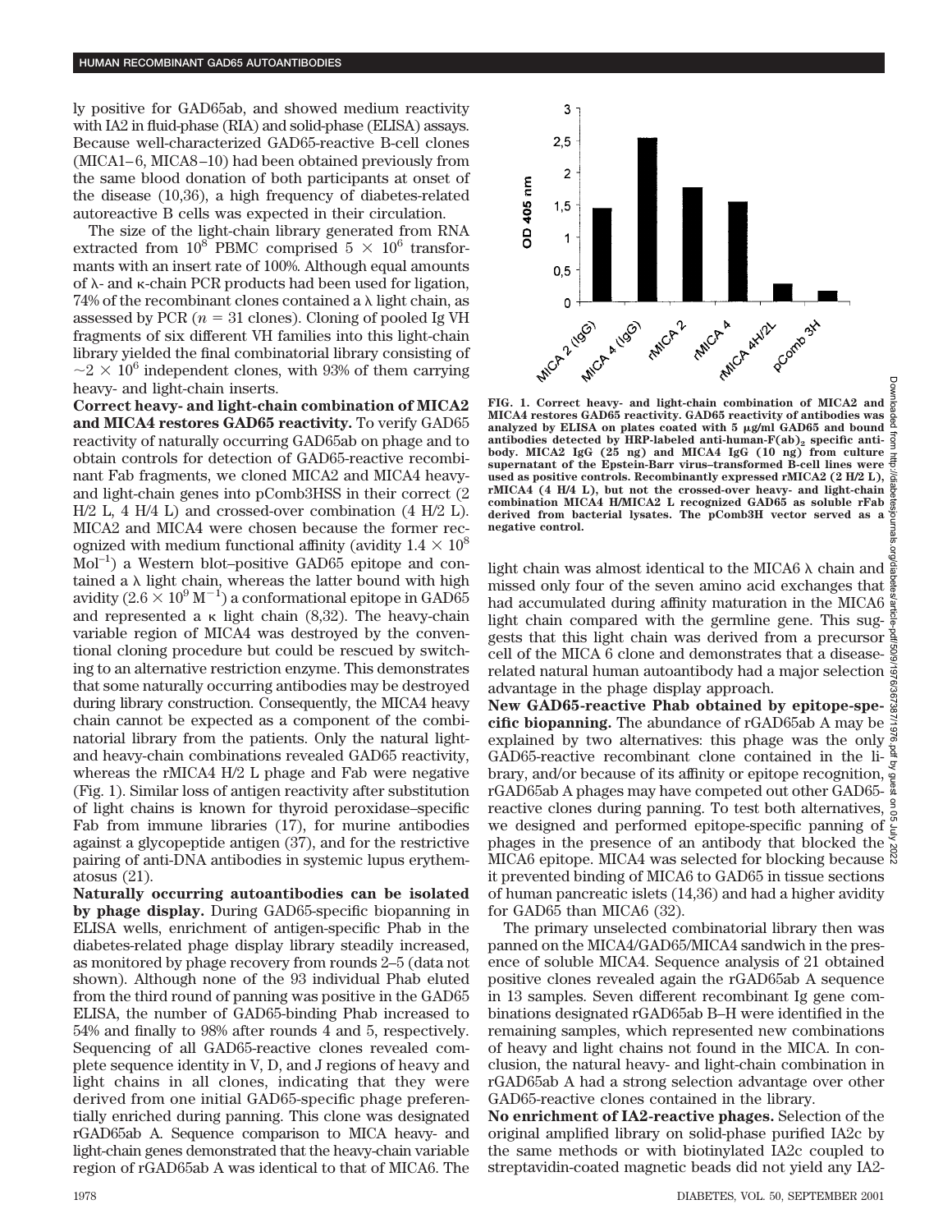ly positive for GAD65ab, and showed medium reactivity with IA2 in fluid-phase (RIA) and solid-phase (ELISA) assays. Because well-characterized GAD65-reactive B-cell clones (MICA1–6, MICA8–10) had been obtained previously from the same blood donation of both participants at onset of the disease (10,36), a high frequency of diabetes-related autoreactive B cells was expected in their circulation.

The size of the light-chain library generated from RNA extracted from $10^8$ PBMC comprised $5 \times 10^6$ transformants with an insert rate of 100%. Although equal amounts of λ- and κ-chain PCR products had been used for ligation, 74% of the recombinant clones contained a λ light chain, as assessed by PCR ($n = 31$ clones). Cloning of pooled Ig VH fragments of six different VH families into this light-chain library yielded the final combinatorial library consisting of $\sim 2 \times 10^6$ independent clones, with 93% of them carrying heavy- and light-chain inserts.

**Correct heavy- and light-chain combination of MICA2 and MICA4 restores GAD65 reactivity.** To verify GAD65 reactivity of naturally occurring GAD65ab on phage and to obtain controls for detection of GAD65-reactive recombinant Fab fragments, we cloned MICA2 and MICA4 heavy- and light-chain genes into pComb3HSS in their correct (2 H/2 L, 4 H/4 L) and crossed-over combination (4 H/2 L). MICA2 and MICA4 were chosen because the former recognized with medium functional affinity (avidity $1.4 \times 10^8$ $\text{Mol}^{-1}$) a Western blot–positive GAD65 epitope and contained a λ light chain, whereas the latter bound with high avidity ($2.6 \times 10^9$ $\text{M}^{-1}$) a conformational epitope in GAD65 and represented a κ light chain (8,32). The heavy-chain variable region of MICA4 was destroyed by the conventional cloning procedure but could be rescued by switching to an alternative restriction enzyme. This demonstrates that some naturally occurring antibodies may be destroyed during library construction. Consequently, the MICA4 heavy chain cannot be expected as a component of the combinatorial library from the patients. Only the natural light- and heavy-chain combinations revealed GAD65 reactivity, whereas the rMICA4 H/2 L phage and Fab were negative (Fig. 1). Similar loss of antigen reactivity after substitution of light chains is known for thyroid peroxidase–specific Fab from immune libraries (17), for murine antibodies against a glycopeptide antigen (37), and for the restrictive pairing of anti-DNA antibodies in systemic lupus erythematosus (21).

**Naturally occurring autoantibodies can be isolated by phage display.** During GAD65-specific biopanning in ELISA wells, enrichment of antigen-specific Phab in the diabetes-related phage display library steadily increased, as monitored by phage recovery from rounds 2–5 (data not shown). Although none of the 93 individual Phab eluted from the third round of panning was positive in the GAD65 ELISA, the number of GAD65-binding Phab increased to 54% and finally to 98% after rounds 4 and 5, respectively. Sequencing of all GAD65-reactive clones revealed complete sequence identity in V, D, and J regions of heavy and light chains in all clones, indicating that they were derived from one initial GAD65-specific phage preferentially enriched during panning. This clone was designated rGAD65ab A. Sequence comparison to MICA heavy- and light-chain genes demonstrated that the heavy-chain variable region of rGAD65ab A was identical to that of MICA6. The light chain was almost identical to the MICA6 λ chain and missed only four of the seven amino acid exchanges that had accumulated during affinity maturation in the MICA6 light chain compared with the germline gene. This suggests that this light chain was derived from a precursor cell of the MICA 6 clone and demonstrates that a disease-related natural human autoantibody had a major selection advantage in the phage display approach.

**FIG. 1. Correct heavy- and light-chain combination of MICA2 and MICA4 restores GAD65 reactivity. GAD65 reactivity of antibodies was analyzed by ELISA on plates coated with 5 μg/ml GAD65 and bound antibodies detected by HRP-labeled anti-human-F(ab)$_2$ specific antibody. MICA2 IgG (25 ng) and MICA4 IgG (10 ng) from culture supernatant of the Epstein-Barr virus–transformed B-cell lines were used as positive controls. Recombinantly expressed rMICA2 (2 H/2 L), rMICA4 (4 H/4 L), but not the crossed-over heavy- and light-chain combination MICA4 H/MICA2 L recognized GAD65 as soluble rFab derived from bacterial lysates. The pComb3H vector served as a negative control.**

**New GAD65-reactive Phab obtained by epitope-specific biopanning.** The abundance of rGAD65ab A may be explained by two alternatives: this phage was the only GAD65-reactive recombinant clone contained in the library, and/or because of its affinity or epitope recognition, rGAD65ab A phages may have competed out other GAD65-reactive clones during panning. To test both alternatives, we designed and performed epitope-specific panning of phages in the presence of an antibody that blocked the MICA6 epitope. MICA4 was selected for blocking because it prevented binding of MICA6 to GAD65 in tissue sections of human pancreatic islets (14,36) and had a higher avidity for GAD65 than MICA6 (32).

The primary unselected combinatorial library then was panned on the MICA4/GAD65/MICA4 sandwich in the presence of soluble MICA4. Sequence analysis of 21 obtained positive clones revealed again the rGAD65ab A sequence in 13 samples. Seven different recombinant Ig gene combinations designated rGAD65ab B–H were identified in the remaining samples, which represented new combinations of heavy and light chains not found in the MICA. In conclusion, the natural heavy- and light-chain combination in rGAD65ab A had a strong selection advantage over other GAD65-reactive clones contained in the library.

**No enrichment of IA2-reactive phages.** Selection of the original amplified library on solid-phase purified IA2c by the same methods or with biotinylated IA2c coupled to streptavidin-coated magnetic beads did not yield any IA2-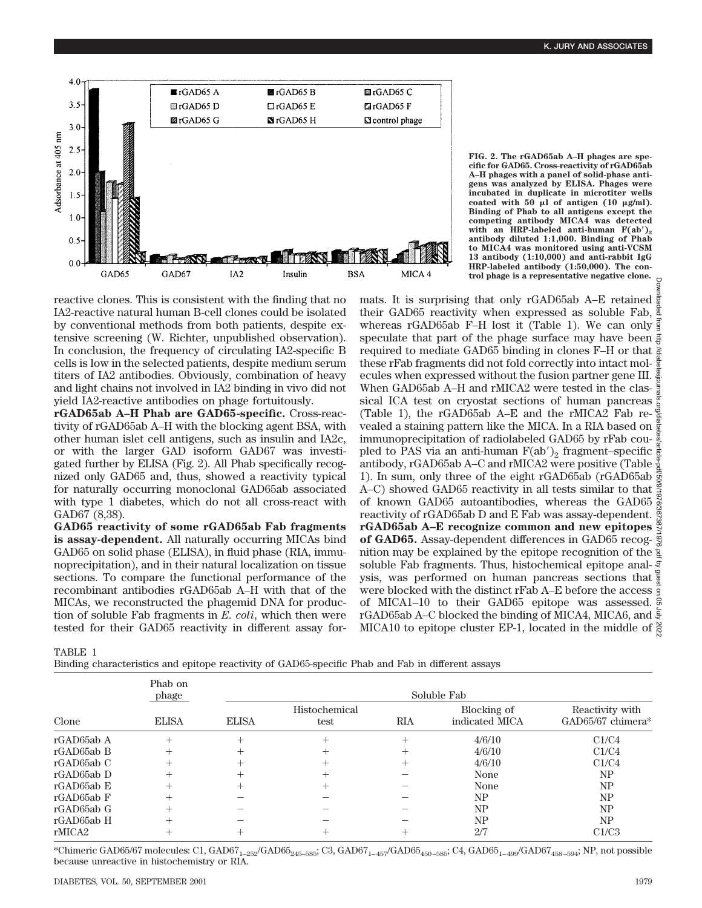FIG. 2. The rGAD65ab A–H phages are specific for GAD65. Cross-reactivity of rGAD65ab A–H phages with a panel of solid-phase antigens was analyzed by ELISA. Phages were incubated in duplicate in microtiter wells coated with 50 μl of antigen (10 μg/ml). Binding of Phab to all antigens except the competing antibody MICA4 was detected with an HRP-labeled anti-human $F(ab')_2$ antibody diluted 1:1,000. Binding of Phab to MICA4 was monitored using anti-VCSM 13 antibody (1:10,000) and anti-rabbit IgG HRP-labeled antibody (1:50,000). The control phage is a representative negative clone.

reactive clones. This is consistent with the finding that no IA2-reactive natural human B-cell clones could be isolated by conventional methods from both patients, despite extensive screening (W. Richter, unpublished observation). In conclusion, the frequency of circulating IA2-specific B cells is low in the selected patients, despite medium serum titers of IA2 antibodies. Obviously, combination of heavy and light chains not involved in IA2 binding in vivo did not yield IA2-reactive antibodies on phage fortuitously.

**rGAD65ab A–H Phab are GAD65-specific.** Cross-reactivity of rGAD65ab A–H with the blocking agent BSA, with other human islet cell antigens, such as insulin and IA2c, or with the larger GAD isoform GAD67 was investigated further by ELISA (Fig. 2). All Phab specifically recognized only GAD65 and, thus, showed a reactivity typical for naturally occurring monoclonal GAD65ab associated with type 1 diabetes, which do not all cross-react with GAD67 (8,38).

**GAD65 reactivity of some rGAD65ab Fab fragments is assay-dependent.** All naturally occurring MICAs bind GAD65 on solid phase (ELISA), in fluid phase (RIA, immunoprecipitation), and in their natural localization on tissue sections. To compare the functional performance of the recombinant antibodies rGAD65ab A–H with that of the MICAs, we reconstructed the phagemid DNA for production of soluble Fab fragments in *E. coli*, which then were tested for their GAD65 reactivity in different assay formats. It is surprising that only rGAD65ab A–E retained their GAD65 reactivity when expressed as soluble Fab, whereas rGAD65ab F–H lost it (Table 1). We can only speculate that part of the phage surface may have been required to mediate GAD65 binding in clones F–H or that these rFab fragments did not fold correctly into intact molecules when expressed without the fusion partner gene III. When GAD65ab A–H and rMICA2 were tested in the classical ICA test on cryostat sections of human pancreas (Table 1), the rGAD65ab A–E and the rMICA2 Fab revealed a staining pattern like the MICA. In a RIA based on immunoprecipitation of radiolabeled GAD65 by rFab coupled to PAS via an anti-human $F(ab')_2$ fragment–specific antibody, rGAD65ab A–C and rMICA2 were positive (Table 1). In sum, only three of the eight rGAD65ab (rGAD65ab A–C) showed GAD65 reactivity in all tests similar to that of known GAD65 autoantibodies, whereas the GAD65 reactivity of rGAD65ab D and E Fab was assay-dependent.

**rGAD65ab A–E recognize common and new epitopes of GAD65.** Assay-dependent differences in GAD65 recognition may be explained by the epitope recognition of the soluble Fab fragments. Thus, histochemical epitope analysis, was performed on human pancreas sections that were blocked with the distinct rFab A–E before the access of MICA1–10 to their GAD65 epitope was assessed. rGAD65ab A–C blocked the binding of MICA4, MICA6, and MICA10 to epitope cluster EP-1, located in the middle of

TABLE 1
Binding characteristics and epitope reactivity of GAD65-specific Phab and Fab in different assays

| Clone | Phab on phage ELISA | Soluble Fab ELISA | Soluble Fab Histochemical test | Soluble Fab RIA | Soluble Fab Blocking of indicated MICA | Soluble Fab Reactivity with GAD65/67 chimera* |
|---|---|---|---|---|---|---|
| rGAD65ab A | + | + | + | + | 4/6/10 | C1/C4 |
| rGAD65ab B | + | + | + | + | 4/6/10 | C1/C4 |
| rGAD65ab C | + | + | + | + | 4/6/10 | C1/C4 |
| rGAD65ab D | + | + | + | − | None | NP |
| rGAD65ab E | + | + | + | − | None | NP |
| rGAD65ab F | + | − | − | − | NP | NP |
| rGAD65ab G | + | − | − | − | NP | NP |
| rGAD65ab H | + | − | − | − | NP | NP |
| rMICA2 | + | + | + | + | 2/7 | C1/C3 |

*Chimeric GAD65/67 molecules: C1, $GAD67_{1–252}/GAD65_{245–585}$; C3, $GAD67_{1–457}/GAD65_{450–585}$; C4, $GAD65_{1–499}/GAD67_{458–594}$; NP, not possible because unreactive in histochemistry or RIA.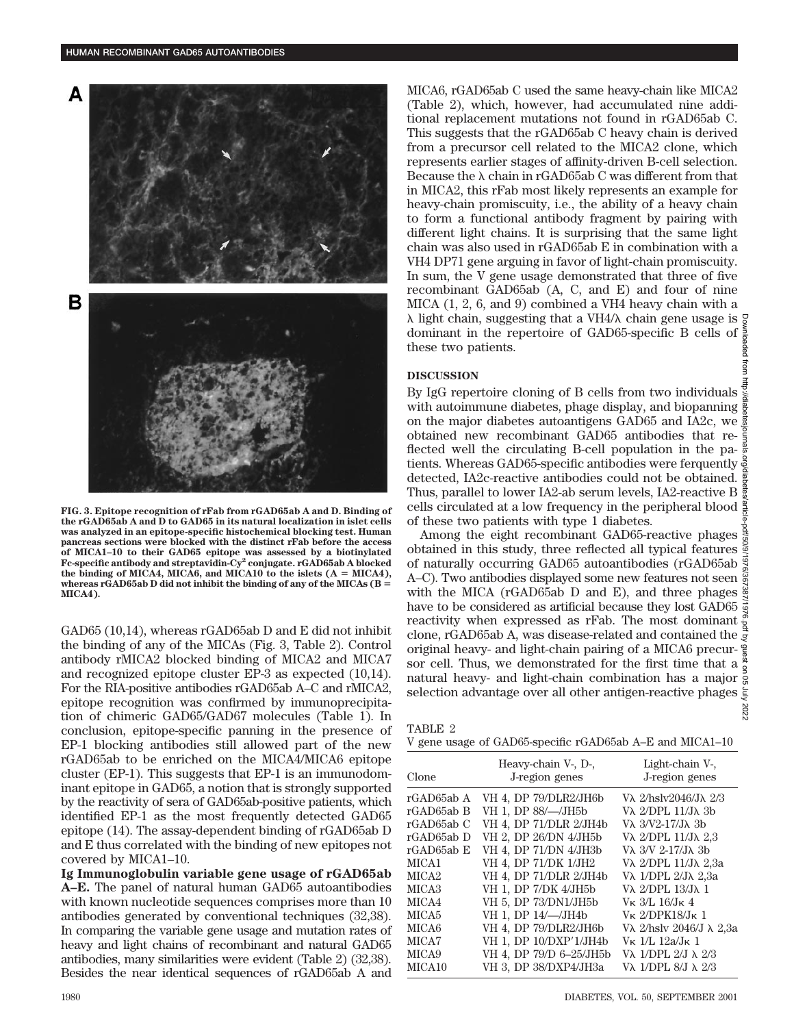FIG. 3. Epitope recognition of rFab from rGAD65ab A and D. Binding of the rGAD65ab A and D to GAD65 in its natural localization in islet cells was analyzed in an epitope-specific histochemical blocking test. Human pancreas sections were blocked with the distinct rFab before the access of MICA1–10 to their GAD65 epitope was assessed by a biotinylated Fc-specific antibody and streptavidin-Cy[2] conjugate. rGAD65ab A blocked the binding of MICA4, MICA6, and MICA10 to the islets (A = MICA4), whereas rGAD65ab D did not inhibit the binding of any of the MICAs (B = MICA4).

GAD65 (10,14), whereas rGAD65ab D and E did not inhibit the binding of any of the MICAs (Fig. 3, Table 2). Control antibody rMICA2 blocked binding of MICA2 and MICA7 and recognized epitope cluster EP-3 as expected (10,14). For the RIA-positive antibodies rGAD65ab A–C and rMICA2, epitope recognition was confirmed by immunoprecipitation of chimeric GAD65/GAD67 molecules (Table 1). In conclusion, epitope-specific panning in the presence of EP-1 blocking antibodies still allowed part of the new rGAD65ab to be enriched on the MICA4/MICA6 epitope cluster (EP-1). This suggests that EP-1 is an immunodominant epitope in GAD65, a notion that is strongly supported by the reactivity of sera of GAD65ab-positive patients, which identified EP-1 as the most frequently detected GAD65 epitope (14). The assay-dependent binding of rGAD65ab D and E thus correlated with the binding of new epitopes not covered by MICA1–10.

**Ig Immunoglobulin variable gene usage of rGAD65ab A–E.** The panel of natural human GAD65 autoantibodies with known nucleotide sequences comprises more than 10 antibodies generated by conventional techniques (32,38). In comparing the variable gene usage and mutation rates of heavy and light chains of recombinant and natural GAD65 antibodies, many similarities were evident (Table 2) (32,38). Besides the near identical sequences of rGAD65ab A and MICA6, rGAD65ab C used the same heavy-chain like MICA2 (Table 2), which, however, had accumulated nine additional replacement mutations not found in rGAD65ab C. This suggests that the rGAD65ab C heavy chain is derived from a precursor cell related to the MICA2 clone, which represents earlier stages of affinity-driven B-cell selection. Because the λ chain in rGAD65ab C was different from that in MICA2, this rFab most likely represents an example for heavy-chain promiscuity, i.e., the ability of a heavy chain to form a functional antibody fragment by pairing with different light chains. It is surprising that the same light chain was also used in rGAD65ab E in combination with a VH4 DP71 gene arguing in favor of light-chain promiscuity. In sum, the V gene usage demonstrated that three of five recombinant GAD65ab (A, C, and E) and four of nine MICA (1, 2, 6, and 9) combined a VH4 heavy chain with a λ light chain, suggesting that a VH4/λ chain gene usage is dominant in the repertoire of GAD65-specific B cells of these two patients.

## DISCUSSION

By IgG repertoire cloning of B cells from two individuals with autoimmune diabetes, phage display, and biopanning on the major diabetes autoantigens GAD65 and IA2c, we obtained new recombinant GAD65 antibodies that reflected well the circulating B-cell population in the patients. Whereas GAD65-specific antibodies were ferquently detected, IA2c-reactive antibodies could not be obtained. Thus, parallel to lower IA2-ab serum levels, IA2-reactive B cells circulated at a low frequency in the peripheral blood of these two patients with type 1 diabetes.

Among the eight recombinant GAD65-reactive phages obtained in this study, three reflected all typical features of naturally occurring GAD65 autoantibodies (rGAD65ab A–C). Two antibodies displayed some new features not seen with the MICA (rGAD65ab D and E), and three phages have to be considered as artificial because they lost GAD65 reactivity when expressed as rFab. The most dominant clone, rGAD65ab A, was disease-related and contained the original heavy- and light-chain pairing of a MICA6 precursor cell. Thus, we demonstrated for the first time that a natural heavy- and light-chain combination has a major selection advantage over all other antigen-reactive phages

TABLE 2
V gene usage of GAD65-specific rGAD65ab A–E and MICA1–10

| Clone | Heavy-chain V-, D-, J-region genes | Light-chain V-, J-region genes |
|---|---|---|
| rGAD65ab A | VH 4, DP 79/DLR2/JH6b | Vλ 2/hslv2046/Jλ 2/3 |
| rGAD65ab B | VH 1, DP 88/—/JH5b | Vλ 2/DPL 11/Jλ 3b |
| rGAD65ab C | VH 4, DP 71/DLR 2/JH4b | Vλ 3/V2-17/Jλ 3b |
| rGAD65ab D | VH 2, DP 26/DN 4/JH5b | Vλ 2/DPL 11/Jλ 2,3 |
| rGAD65ab E | VH 4, DP 71/DN 4/JH3b | Vλ 3/V 2-17/Jλ 3b |
| MICA1 | VH 4, DP 71/DK 1/JH2 | Vλ 2/DPL 11/Jλ 2,3a |
| MICA2 | VH 4, DP 71/DLR 2/JH4b | Vλ 1/DPL 2/Jλ 2,3a |
| MICA3 | VH 1, DP 7/DK 4/JH5b | Vλ 2/DPL 13/Jλ 1 |
| MICA4 | VH 5, DP 73/DN1/JH5b | Vκ 3/L 16/Jκ 4 |
| MICA5 | VH 1, DP 14/—/JH4b | Vκ 2/DPK18/Jκ 1 |
| MICA6 | VH 4, DP 79/DLR2/JH6b | Vλ 2/hslv 2046/J λ 2,3a |
| MICA7 | VH 1, DP 10/DXP′1/JH4b | Vκ 1/L 12a/Jκ 1 |
| MICA9 | VH 4, DP 79/D 6–25/JH5b | Vλ 1/DPL 2/J λ 2/3 |
| MICA10 | VH 3, DP 38/DXP4/JH3a | Vλ 1/DPL 8/J λ 2/3 |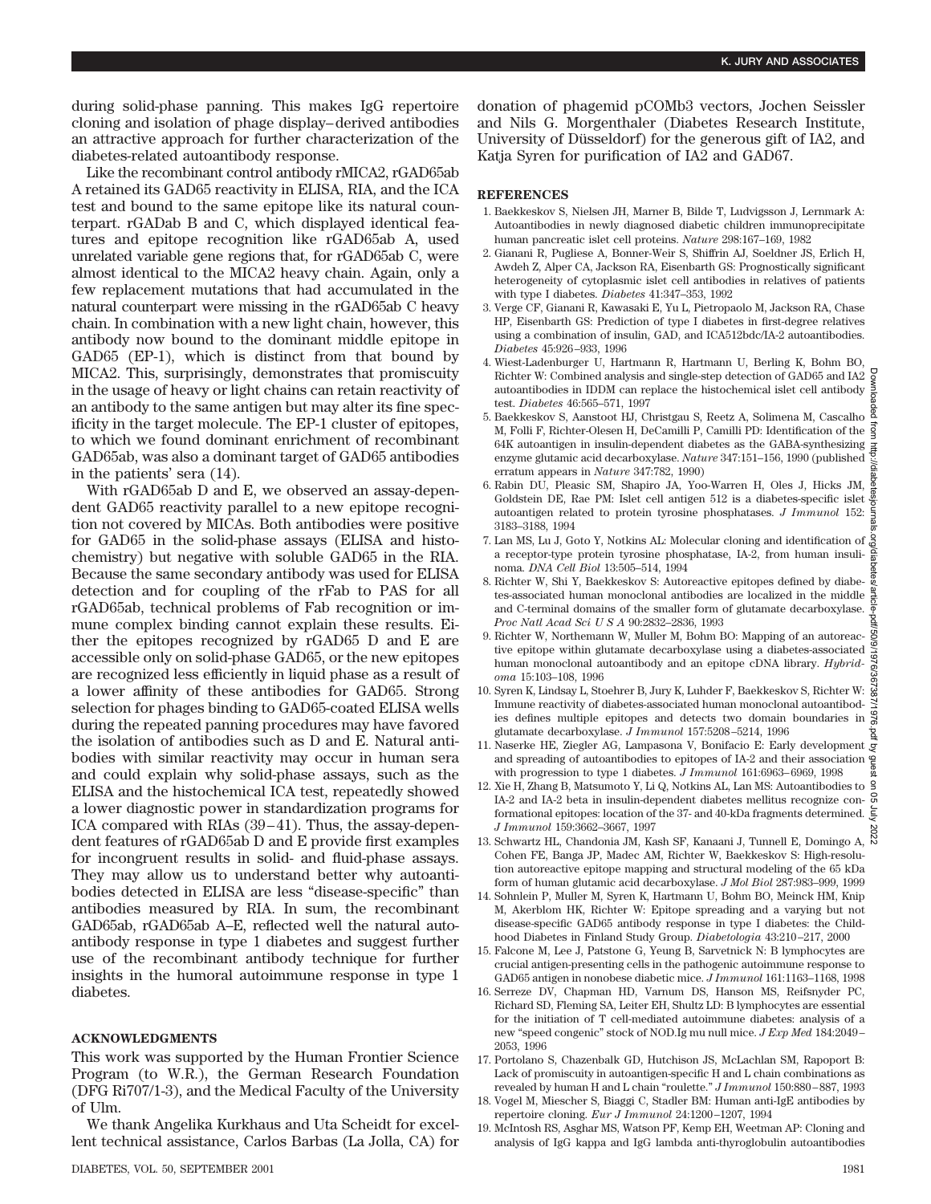during solid-phase panning. This makes IgG repertoire cloning and isolation of phage display–derived antibodies an attractive approach for further characterization of the diabetes-related autoantibody response.

Like the recombinant control antibody rMICA2, rGAD65ab A retained its GAD65 reactivity in ELISA, RIA, and the ICA test and bound to the same epitope like its natural counterpart. rGADab B and C, which displayed identical features and epitope recognition like rGAD65ab A, used unrelated variable gene regions that, for rGAD65ab C, were almost identical to the MICA2 heavy chain. Again, only a few replacement mutations that had accumulated in the natural counterpart were missing in the rGAD65ab C heavy chain. In combination with a new light chain, however, this antibody now bound to the dominant middle epitope in GAD65 (EP-1), which is distinct from that bound by MICA2. This, surprisingly, demonstrates that promiscuity in the usage of heavy or light chains can retain reactivity of an antibody to the same antigen but may alter its fine specificity in the target molecule. The EP-1 cluster of epitopes, to which we found dominant enrichment of recombinant GAD65ab, was also a dominant target of GAD65 antibodies in the patients' sera (14).

With rGAD65ab D and E, we observed an assay-dependent GAD65 reactivity parallel to a new epitope recognition not covered by MICAs. Both antibodies were positive for GAD65 in the solid-phase assays (ELISA and histochemistry) but negative with soluble GAD65 in the RIA. Because the same secondary antibody was used for ELISA detection and for coupling of the rFab to PAS for all rGAD65ab, technical problems of Fab recognition or immune complex binding cannot explain these results. Either the epitopes recognized by rGAD65 D and E are accessible only on solid-phase GAD65, or the new epitopes are recognized less efficiently in liquid phase as a result of a lower affinity of these antibodies for GAD65. Strong selection for phages binding to GAD65-coated ELISA wells during the repeated panning procedures may have favored the isolation of antibodies such as D and E. Natural antibodies with similar reactivity may occur in human sera and could explain why solid-phase assays, such as the ELISA and the histochemical ICA test, repeatedly showed a lower diagnostic power in standardization programs for ICA compared with RIAs (39–41). Thus, the assay-dependent features of rGAD65ab D and E provide first examples for incongruent results in solid- and fluid-phase assays. They may allow us to understand better why autoantibodies detected in ELISA are less "disease-specific" than antibodies measured by RIA. In sum, the recombinant GAD65ab, rGAD65ab A–E, reflected well the natural autoantibody response in type 1 diabetes and suggest further use of the recombinant antibody technique for further insights in the humoral autoimmune response in type 1 diabetes.

## ACKNOWLEDGMENTS

This work was supported by the Human Frontier Science Program (to W.R.), the German Research Foundation (DFG Ri707/1-3), and the Medical Faculty of the University of Ulm.

We thank Angelika Kurkhaus and Uta Scheidt for excellent technical assistance, Carlos Barbas (La Jolla, CA) for donation of phagemid pCOMb3 vectors, Jochen Seissler and Nils G. Morgenthaler (Diabetes Research Institute, University of Düsseldorf) for the generous gift of IA2, and Katja Syren for purification of IA2 and GAD67.

## REFERENCES

1. Baekkeskov S, Nielsen JH, Marner B, Bilde T, Ludvigsson J, Lernmark A: Autoantibodies in newly diagnosed diabetic children immunoprecipitate human pancreatic islet cell proteins. *Nature* 298:167–169, 1982
2. Gianani R, Pugliese A, Bonner-Weir S, Shiffrin AJ, Soeldner JS, Erlich H, Awdeh Z, Alper CA, Jackson RA, Eisenbarth GS: Prognostically significant heterogeneity of cytoplasmic islet cell antibodies in relatives of patients with type I diabetes. *Diabetes* 41:347–353, 1992
3. Verge CF, Gianani R, Kawasaki E, Yu L, Pietropaolo M, Jackson RA, Chase HP, Eisenbarth GS: Prediction of type I diabetes in first-degree relatives using a combination of insulin, GAD, and ICA512bdc/IA-2 autoantibodies. *Diabetes* 45:926–933, 1996
4. Wiest-Ladenburger U, Hartmann R, Hartmann U, Berling K, Bohm BO, Richter W: Combined analysis and single-step detection of GAD65 and IA2 autoantibodies in IDDM can replace the histochemical islet cell antibody test. *Diabetes* 46:565–571, 1997
5. Baekkeskov S, Aanstoot HJ, Christgau S, Reetz A, Solimena M, Cascalho M, Folli F, Richter-Olesen H, DeCamilli P, Camilli PD: Identification of the 64K autoantigen in insulin-dependent diabetes as the GABA-synthesizing enzyme glutamic acid decarboxylase. *Nature* 347:151–156, 1990 (published erratum appears in *Nature* 347:782, 1990)
6. Rabin DU, Pleasic SM, Shapiro JA, Yoo-Warren H, Oles J, Hicks JM, Goldstein DE, Rae PM: Islet cell antigen 512 is a diabetes-specific islet autoantigen related to protein tyrosine phosphatases. *J Immunol* 152: 3183–3188, 1994
7. Lan MS, Lu J, Goto Y, Notkins AL: Molecular cloning and identification of a receptor-type protein tyrosine phosphatase, IA-2, from human insulinoma. *DNA Cell Biol* 13:505–514, 1994
8. Richter W, Shi Y, Baekkeskov S: Autoreactive epitopes defined by diabetes-associated human monoclonal antibodies are localized in the middle and C-terminal domains of the smaller form of glutamate decarboxylase. *Proc Natl Acad Sci U S A* 90:2832–2836, 1993
9. Richter W, Northemann W, Muller M, Bohm BO: Mapping of an autoreactive epitope within glutamate decarboxylase using a diabetes-associated human monoclonal autoantibody and an epitope cDNA library. *Hybridoma* 15:103–108, 1996
10. Syren K, Lindsay L, Stoehrer B, Jury K, Luhder F, Baekkeskov S, Richter W: Immune reactivity of diabetes-associated human monoclonal autoantibodies defines multiple epitopes and detects two domain boundaries in glutamate decarboxylase. *J Immunol* 157:5208–5214, 1996
11. Naserke HE, Ziegler AG, Lampasona V, Bonifacio E: Early development and spreading of autoantibodies to epitopes of IA-2 and their association with progression to type 1 diabetes. *J Immunol* 161:6963–6969, 1998
12. Xie H, Zhang B, Matsumoto Y, Li Q, Notkins AL, Lan MS: Autoantibodies to IA-2 and IA-2 beta in insulin-dependent diabetes mellitus recognize conformational epitopes: location of the 37- and 40-kDa fragments determined. *J Immunol* 159:3662–3667, 1997
13. Schwartz HL, Chandonia JM, Kash SF, Kanaani J, Tunnell E, Domingo A, Cohen FE, Banga JP, Madec AM, Richter W, Baekkeskov S: High-resolution autoreactive epitope mapping and structural modeling of the 65 kDa form of human glutamic acid decarboxylase. *J Mol Biol* 287:983–999, 1999
14. Sohnlein P, Muller M, Syren K, Hartmann U, Bohm BO, Meinck HM, Knip M, Akerblom HK, Richter W: Epitope spreading and a varying but not disease-specific GAD65 antibody response in type I diabetes: the Childhood Diabetes in Finland Study Group. *Diabetologia* 43:210–217, 2000
15. Falcone M, Lee J, Patstone G, Yeung B, Sarvetnick N: B lymphocytes are crucial antigen-presenting cells in the pathogenic autoimmune response to GAD65 antigen in nonobese diabetic mice. *J Immunol* 161:1163–1168, 1998
16. Serreze DV, Chapman HD, Varnum DS, Hanson MS, Reifsnyder PC, Richard SD, Fleming SA, Leiter EH, Shultz LD: B lymphocytes are essential for the initiation of T cell-mediated autoimmune diabetes: analysis of a new "speed congenic" stock of NOD.Ig mu null mice. *J Exp Med* 184:2049–2053, 1996
17. Portolano S, Chazenbalk GD, Hutchison JS, McLachlan SM, Rapoport B: Lack of promiscuity in autoantigen-specific H and L chain combinations as revealed by human H and L chain "roulette." *J Immunol* 150:880–887, 1993
18. Vogel M, Miescher S, Biaggi C, Stadler BM: Human anti-IgE antibodies by repertoire cloning. *Eur J Immunol* 24:1200–1207, 1994
19. McIntosh RS, Asghar MS, Watson PF, Kemp EH, Weetman AP: Cloning and analysis of IgG kappa and IgG lambda anti-thyroglobulin autoantibodies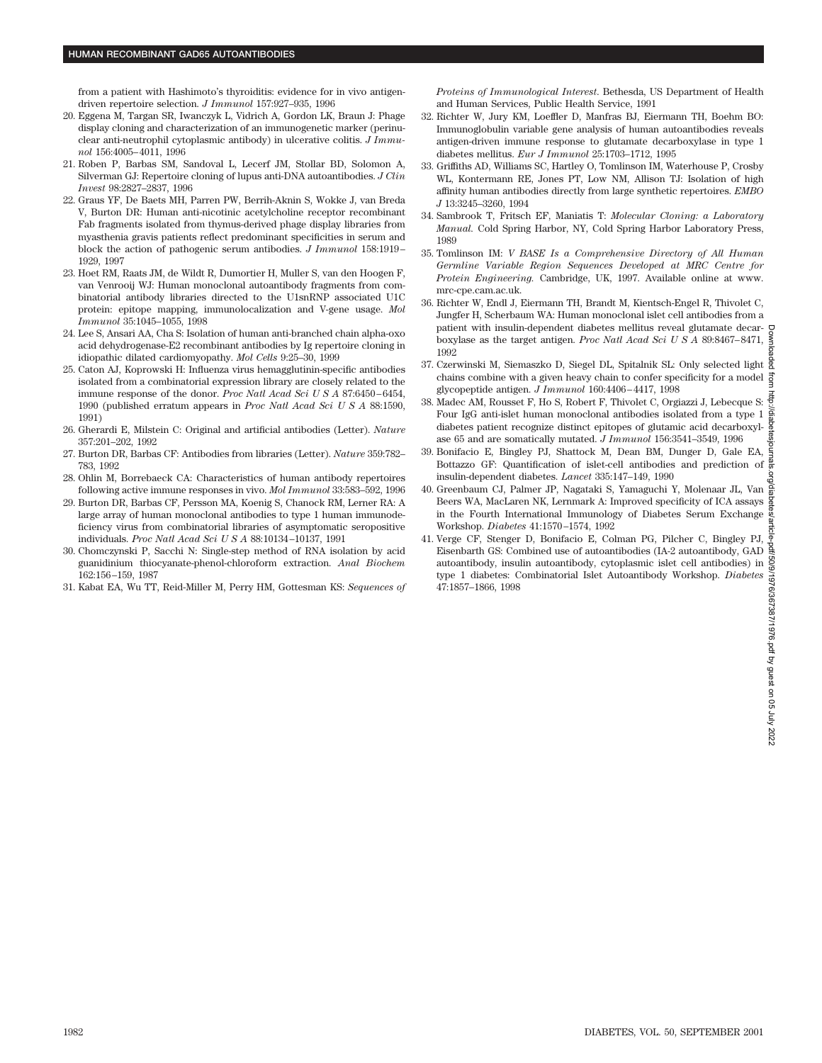from a patient with Hashimoto's thyroiditis: evidence for in vivo antigen-driven repertoire selection. *J Immunol* 157:927–935, 1996

20. Eggena M, Targan SR, Iwanczyk L, Vidrich A, Gordon LK, Braun J: Phage display cloning and characterization of an immunogenetic marker (perinuclear anti-neutrophil cytoplasmic antibody) in ulcerative colitis. *J Immunol* 156:4005–4011, 1996
21. Roben P, Barbas SM, Sandoval L, Lecerf JM, Stollar BD, Solomon A, Silverman GJ: Repertoire cloning of lupus anti-DNA autoantibodies. *J Clin Invest* 98:2827–2837, 1996
22. Graus YF, De Baets MH, Parren PW, Berrih-Aknin S, Wokke J, van Breda V, Burton DR: Human anti-nicotinic acetylcholine receptor recombinant Fab fragments isolated from thymus-derived phage display libraries from myasthenia gravis patients reflect predominant specificities in serum and block the action of pathogenic serum antibodies. *J Immunol* 158:1919–1929, 1997
23. Hoet RM, Raats JM, de Wildt R, Dumortier H, Muller S, van den Hoogen F, van Venrooij WJ: Human monoclonal autoantibody fragments from combinatorial antibody libraries directed to the U1snRNP associated U1C protein: epitope mapping, immunolocalization and V-gene usage. *Mol Immunol* 35:1045–1055, 1998
24. Lee S, Ansari AA, Cha S: Isolation of human anti-branched chain alpha-oxo acid dehydrogenase-E2 recombinant antibodies by Ig repertoire cloning in idiopathic dilated cardiomyopathy. *Mol Cells* 9:25–30, 1999
25. Caton AJ, Koprowski H: Influenza virus hemagglutinin-specific antibodies isolated from a combinatorial expression library are closely related to the immune response of the donor. *Proc Natl Acad Sci U S A* 87:6450–6454, 1990 (published erratum appears in *Proc Natl Acad Sci U S A* 88:1590, 1991)
26. Gherardi E, Milstein C: Original and artificial antibodies (Letter). *Nature* 357:201–202, 1992
27. Burton DR, Barbas CF: Antibodies from libraries (Letter). *Nature* 359:782–783, 1992
28. Ohlin M, Borrebaeck CA: Characteristics of human antibody repertoires following active immune responses in vivo. *Mol Immunol* 33:583–592, 1996
29. Burton DR, Barbas CF, Persson MA, Koenig S, Chanock RM, Lerner RA: A large array of human monoclonal antibodies to type 1 human immunodeficiency virus from combinatorial libraries of asymptomatic seropositive individuals. *Proc Natl Acad Sci U S A* 88:10134–10137, 1991
30. Chomczynski P, Sacchi N: Single-step method of RNA isolation by acid guanidinium thiocyanate-phenol-chloroform extraction. *Anal Biochem* 162:156–159, 1987
31. Kabat EA, Wu TT, Reid-Miller M, Perry HM, Gottesman KS: *Sequences of Proteins of Immunological Interest*. Bethesda, US Department of Health and Human Services, Public Health Service, 1991
32. Richter W, Jury KM, Loeffler D, Manfras BJ, Eiermann TH, Boehm BO: Immunoglobulin variable gene analysis of human autoantibodies reveals antigen-driven immune response to glutamate decarboxylase in type 1 diabetes mellitus. *Eur J Immunol* 25:1703–1712, 1995
33. Griffiths AD, Williams SC, Hartley O, Tomlinson IM, Waterhouse P, Crosby WL, Kontermann RE, Jones PT, Low NM, Allison TJ: Isolation of high affinity human antibodies directly from large synthetic repertoires. *EMBO J* 13:3245–3260, 1994
34. Sambrook T, Fritsch EF, Maniatis T: *Molecular Cloning: a Laboratory Manual*. Cold Spring Harbor, NY, Cold Spring Harbor Laboratory Press, 1989
35. Tomlinson IM: *V BASE Is a Comprehensive Directory of All Human Germline Variable Region Sequences Developed at MRC Centre for Protein Engineering*. Cambridge, UK, 1997. Available online at www.mrc-cpe.cam.ac.uk.
36. Richter W, Endl J, Eiermann TH, Brandt M, Kientsch-Engel R, Thivolet C, Jungfer H, Scherbaum WA: Human monoclonal islet cell antibodies from a patient with insulin-dependent diabetes mellitus reveal glutamate decarboxylase as the target antigen. *Proc Natl Acad Sci U S A* 89:8467–8471, 1992
37. Czerwinski M, Siemaszko D, Siegel DL, Spitalnik SL: Only selected light chains combine with a given heavy chain to confer specificity for a model glycopeptide antigen. *J Immunol* 160:4406–4417, 1998
38. Madec AM, Rousset F, Ho S, Robert F, Thivolet C, Orgiazzi J, Lebecque S: Four IgG anti-islet human monoclonal antibodies isolated from a type 1 diabetes patient recognize distinct epitopes of glutamic acid decarboxylase 65 and are somatically mutated. *J Immunol* 156:3541–3549, 1996
39. Bonifacio E, Bingley PJ, Shattock M, Dean BM, Dunger D, Gale EA, Bottazzo GF: Quantification of islet-cell antibodies and prediction of insulin-dependent diabetes. *Lancet* 335:147–149, 1990
40. Greenbaum CJ, Palmer JP, Nagataki S, Yamaguchi Y, Molenaar JL, Van Beers WA, MacLaren NK, Lernmark A: Improved specificity of ICA assays in the Fourth International Immunology of Diabetes Serum Exchange Workshop. *Diabetes* 41:1570–1574, 1992
41. Verge CF, Stenger D, Bonifacio E, Colman PG, Pilcher C, Bingley PJ, Eisenbarth GS: Combined use of autoantibodies (IA-2 autoantibody, GAD autoantibody, insulin autoantibody, cytoplasmic islet cell antibodies) in type 1 diabetes: Combinatorial Islet Autoantibody Workshop. *Diabetes* 47:1857–1866, 1998